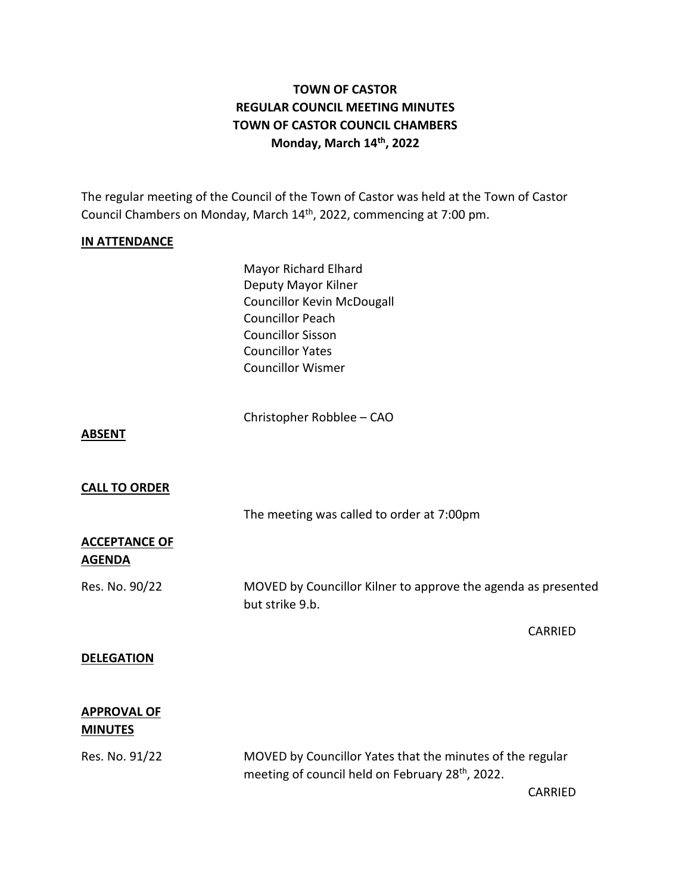# TOWN OF CASTOR
## REGULAR COUNCIL MEETING MINUTES
## TOWN OF CASTOR COUNCIL CHAMBERS
## Monday, March 14th, 2022

The regular meeting of the Council of the Town of Castor was held at the Town of Castor Council Chambers on Monday, March 14th, 2022, commencing at 7:00 pm.

**IN ATTENDANCE**

Mayor Richard Elhard
Deputy Mayor Kilner
Councillor Kevin McDougall
Councillor Peach
Councillor Sisson
Councillor Yates
Councillor Wismer

Christopher Robblee – CAO

**ABSENT**

**CALL TO ORDER**

The meeting was called to order at 7:00pm

**ACCEPTANCE OF AGENDA**

Res. No. 90/22 MOVED by Councillor Kilner to approve the agenda as presented but strike 9.b.

CARRIED

**DELEGATION**

**APPROVAL OF MINUTES**

Res. No. 91/22 MOVED by Councillor Yates that the minutes of the regular meeting of council held on February 28th, 2022.

CARRIED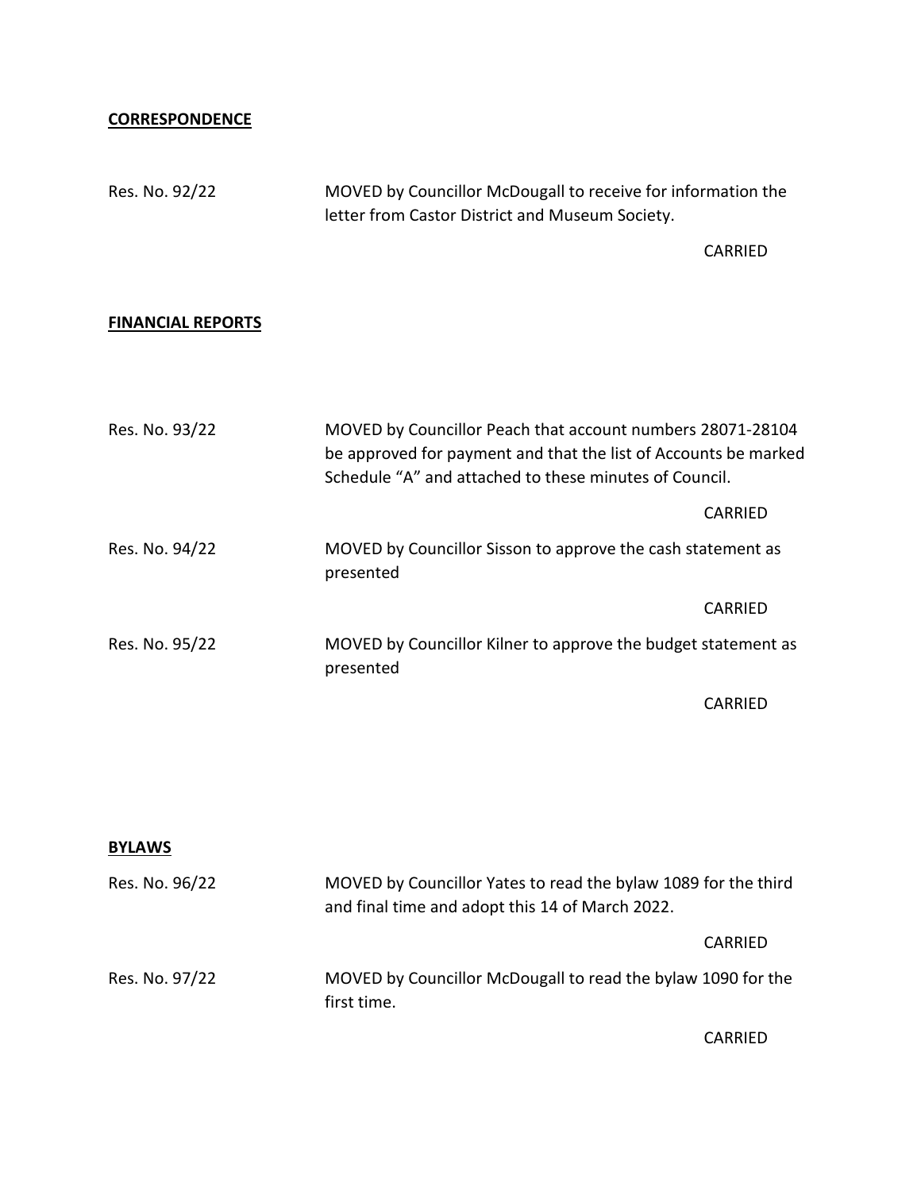## CORRESPONDENCE

Res. No. 92/22 MOVED by Councillor McDougall to receive for information the letter from Castor District and Museum Society.

CARRIED

## FINANCIAL REPORTS

Res. No. 93/22 MOVED by Councillor Peach that account numbers 28071-28104 be approved for payment and that the list of Accounts be marked Schedule "A" and attached to these minutes of Council.

CARRIED

Res. No. 94/22 MOVED by Councillor Sisson to approve the cash statement as presented

CARRIED

Res. No. 95/22 MOVED by Councillor Kilner to approve the budget statement as presented

CARRIED

## BYLAWS

Res. No. 96/22 MOVED by Councillor Yates to read the bylaw 1089 for the third and final time and adopt this 14 of March 2022.

CARRIED

Res. No. 97/22 MOVED by Councillor McDougall to read the bylaw 1090 for the first time.

CARRIED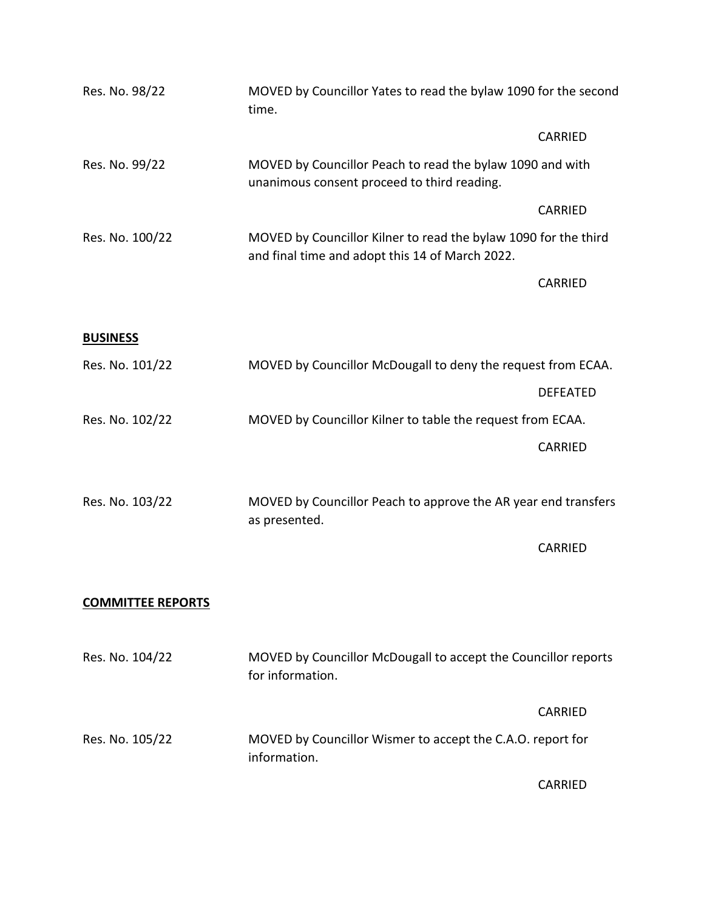Res. No. 98/22 MOVED by Councillor Yates to read the bylaw 1090 for the second time.

CARRIED

Res. No. 99/22 MOVED by Councillor Peach to read the bylaw 1090 and with unanimous consent proceed to third reading.

CARRIED

Res. No. 100/22 MOVED by Councillor Kilner to read the bylaw 1090 for the third and final time and adopt this 14 of March 2022.

CARRIED

**BUSINESS**

Res. No. 101/22 MOVED by Councillor McDougall to deny the request from ECAA.

DEFEATED

Res. No. 102/22 MOVED by Councillor Kilner to table the request from ECAA.

CARRIED

Res. No. 103/22 MOVED by Councillor Peach to approve the AR year end transfers as presented.

CARRIED

**COMMITTEE REPORTS**

Res. No. 104/22 MOVED by Councillor McDougall to accept the Councillor reports for information.

CARRIED

Res. No. 105/22 MOVED by Councillor Wismer to accept the C.A.O. report for information.

CARRIED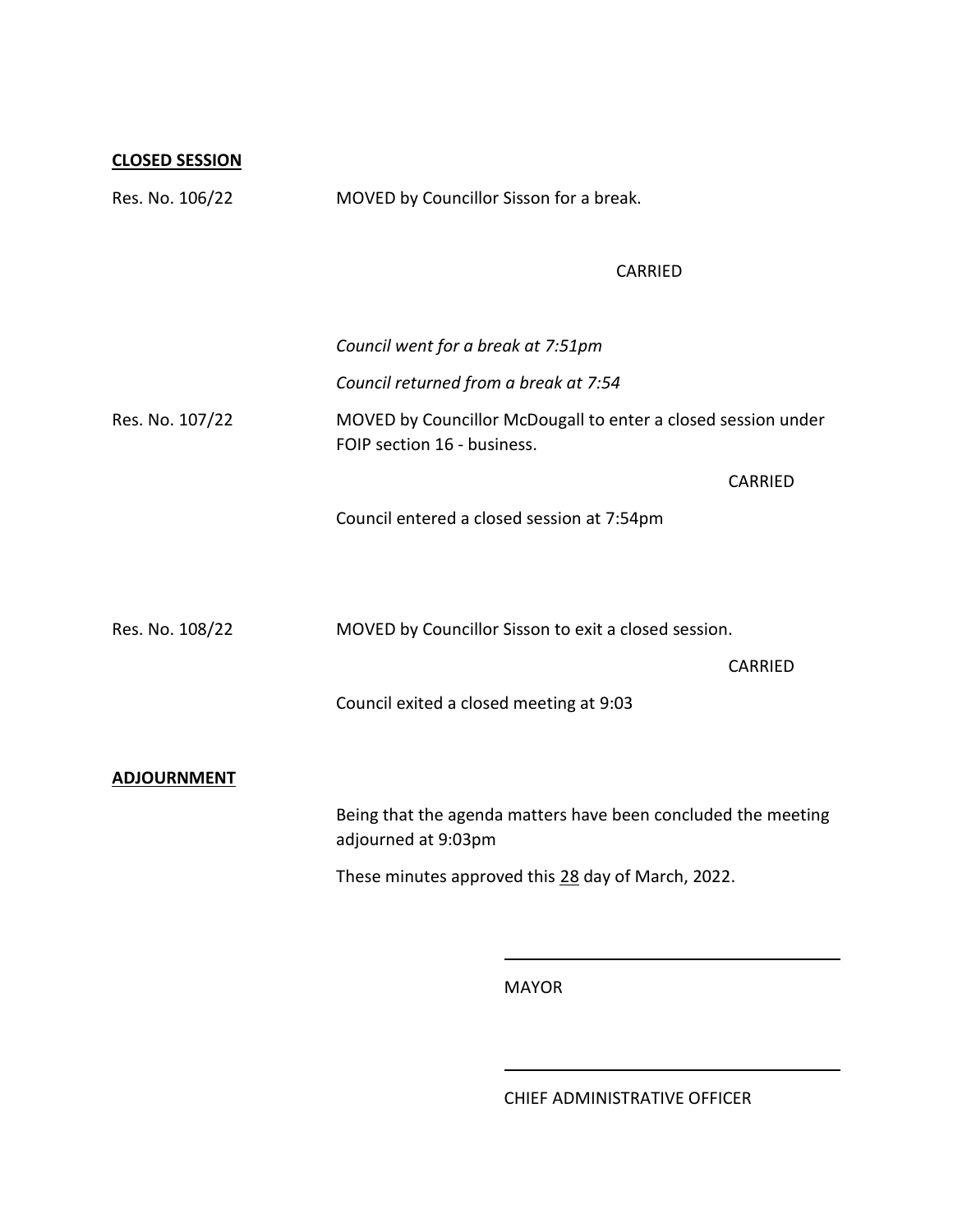**CLOSED SESSION**

Res. No. 106/22 MOVED by Councillor Sisson for a break.

CARRIED

*Council went for a break at 7:51pm*

*Council returned from a break at 7:54*

Res. No. 107/22 MOVED by Councillor McDougall to enter a closed session under FOIP section 16 - business.

CARRIED

Council entered a closed session at 7:54pm

Res. No. 108/22 MOVED by Councillor Sisson to exit a closed session.

CARRIED

Council exited a closed meeting at 9:03

**ADJOURNMENT**

Being that the agenda matters have been concluded the meeting adjourned at 9:03pm

These minutes approved this 28 day of March, 2022.

MAYOR

CHIEF ADMINISTRATIVE OFFICER